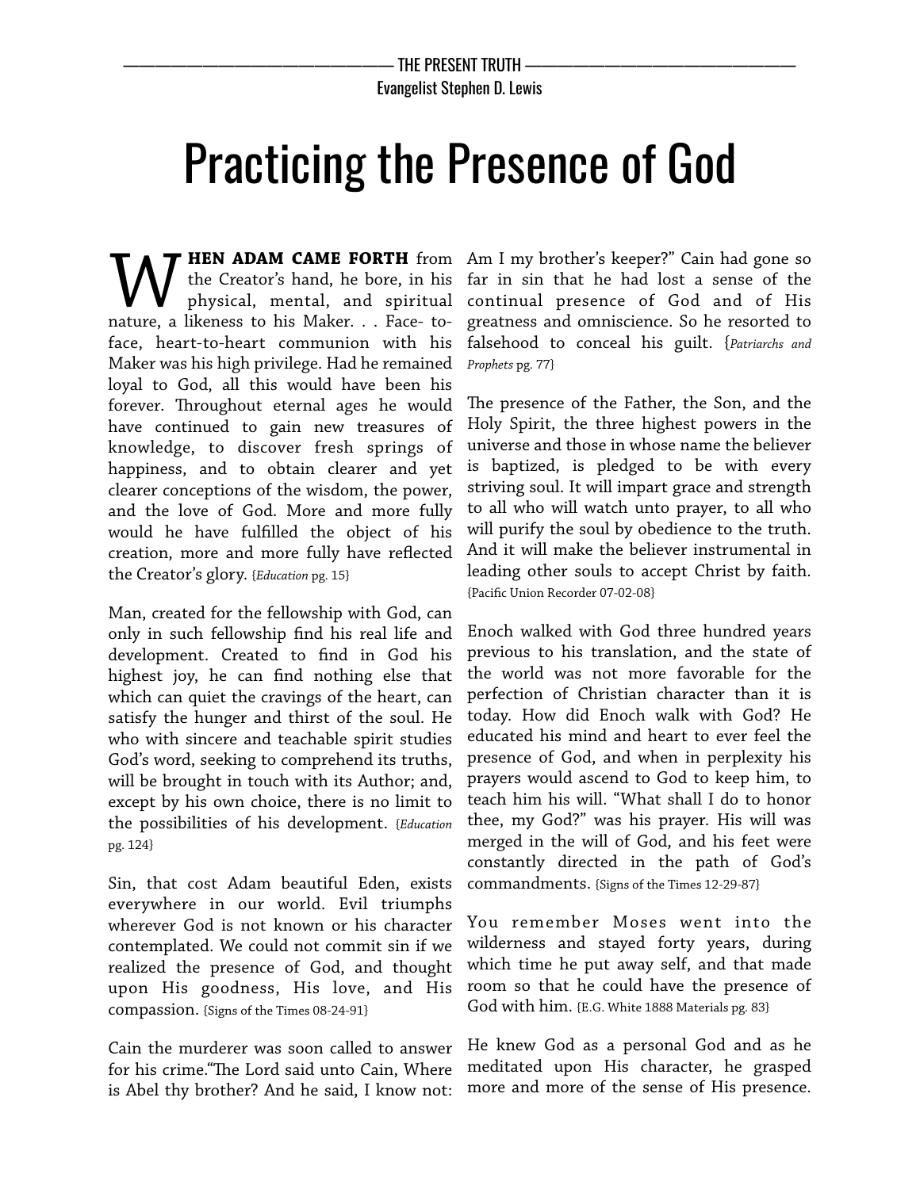# Practicing the Presence of God

**WHEN ADAM CAME FORTH** from the Creator's hand, he bore, in his physical, mental, and spiritual nature, a likeness to his Maker. . . Face- to-face, heart-to-heart communion with his Maker was his high privilege. Had he remained loyal to God, all this would have been his forever. Throughout eternal ages he would have continued to gain new treasures of knowledge, to discover fresh springs of happiness, and to obtain clearer and yet clearer conceptions of the wisdom, the power, and the love of God. More and more fully would he have fulfilled the object of his creation, more and more fully have reflected the Creator's glory. {*Education* pg. 15}

Man, created for the fellowship with God, can only in such fellowship find his real life and development. Created to find in God his highest joy, he can find nothing else that which can quiet the cravings of the heart, can satisfy the hunger and thirst of the soul. He who with sincere and teachable spirit studies God's word, seeking to comprehend its truths, will be brought in touch with its Author; and, except by his own choice, there is no limit to the possibilities of his development. {*Education* pg. 124}

Sin, that cost Adam beautiful Eden, exists everywhere in our world. Evil triumphs wherever God is not known or his character contemplated. We could not commit sin if we realized the presence of God, and thought upon His goodness, His love, and His compassion. {Signs of the Times 08-24-91}

Cain the murderer was soon called to answer for his crime."The Lord said unto Cain, Where is Abel thy brother? And he said, I know not: Am I my brother's keeper?" Cain had gone so far in sin that he had lost a sense of the continual presence of God and of His greatness and omniscience. So he resorted to falsehood to conceal his guilt. {*Patriarchs and Prophets* pg. 77}

The presence of the Father, the Son, and the Holy Spirit, the three highest powers in the universe and those in whose name the believer is baptized, is pledged to be with every striving soul. It will impart grace and strength to all who will watch unto prayer, to all who will purify the soul by obedience to the truth. And it will make the believer instrumental in leading other souls to accept Christ by faith. {Pacific Union Recorder 07-02-08}

Enoch walked with God three hundred years previous to his translation, and the state of the world was not more favorable for the perfection of Christian character than it is today. How did Enoch walk with God? He educated his mind and heart to ever feel the presence of God, and when in perplexity his prayers would ascend to God to keep him, to teach him his will. "What shall I do to honor thee, my God?" was his prayer. His will was merged in the will of God, and his feet were constantly directed in the path of God's commandments. {Signs of the Times 12-29-87}

You remember Moses went into the wilderness and stayed forty years, during which time he put away self, and that made room so that he could have the presence of God with him. {E.G. White 1888 Materials pg. 83}

He knew God as a personal God and as he meditated upon His character, he grasped more and more of the sense of His presence.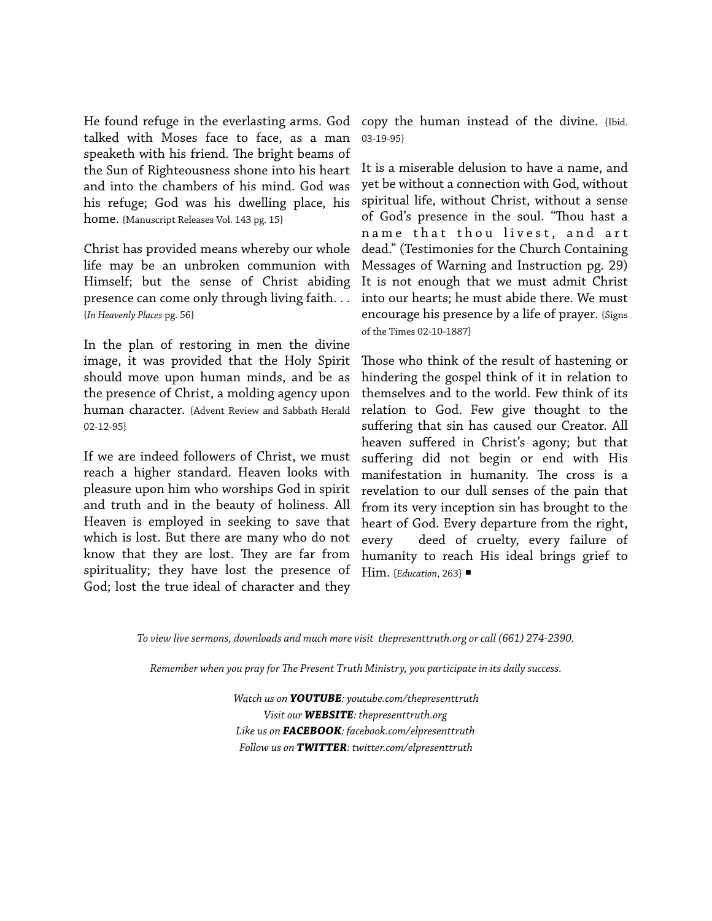He found refuge in the everlasting arms. God talked with Moses face to face, as a man speaketh with his friend. The bright beams of the Sun of Righteousness shone into his heart and into the chambers of his mind. God was his refuge; God was his dwelling place, his home. {Manuscript Releases Vol. 143 pg. 15}

Christ has provided means whereby our whole life may be an unbroken communion with Himself; but the sense of Christ abiding presence can come only through living faith. . . {*In Heavenly Places* pg. 56}

In the plan of restoring in men the divine image, it was provided that the Holy Spirit should move upon human minds, and be as the presence of Christ, a molding agency upon human character. {Advent Review and Sabbath Herald 02-12-95}

If we are indeed followers of Christ, we must reach a higher standard. Heaven looks with pleasure upon him who worships God in spirit and truth and in the beauty of holiness. All Heaven is employed in seeking to save that which is lost. But there are many who do not know that they are lost. They are far from spirituality; they have lost the presence of God; lost the true ideal of character and they copy the human instead of the divine. {Ibid. 03-19-95}

It is a miserable delusion to have a name, and yet be without a connection with God, without spiritual life, without Christ, without a sense of God's presence in the soul. "Thou hast a name that thou livest, and art dead." (Testimonies for the Church Containing Messages of Warning and Instruction pg. 29) It is not enough that we must admit Christ into our hearts; he must abide there. We must encourage his presence by a life of prayer. {Signs of the Times 02-10-1887}

Those who think of the result of hastening or hindering the gospel think of it in relation to themselves and to the world. Few think of its relation to God. Few give thought to the suffering that sin has caused our Creator. All heaven suffered in Christ's agony; but that suffering did not begin or end with His manifestation in humanity. The cross is a revelation to our dull senses of the pain that from its very inception sin has brought to the heart of God. Every departure from the right, every deed of cruelty, every failure of humanity to reach His ideal brings grief to Him. {*Education*, 263} ■

*To view live sermons, downloads and much more visit thepresenttruth.org or call (661) 274-2390.*

*Remember when you pray for The Present Truth Ministry, you participate in its daily success.*

*Watch us on **YOUTUBE**: youtube.com/thepresenttruth*
*Visit our **WEBSITE**: thepresenttruth.org*
*Like us on **FACEBOOK**: facebook.com/elpresenttruth*
*Follow us on **TWITTER**: twitter.com/elpresenttruth*